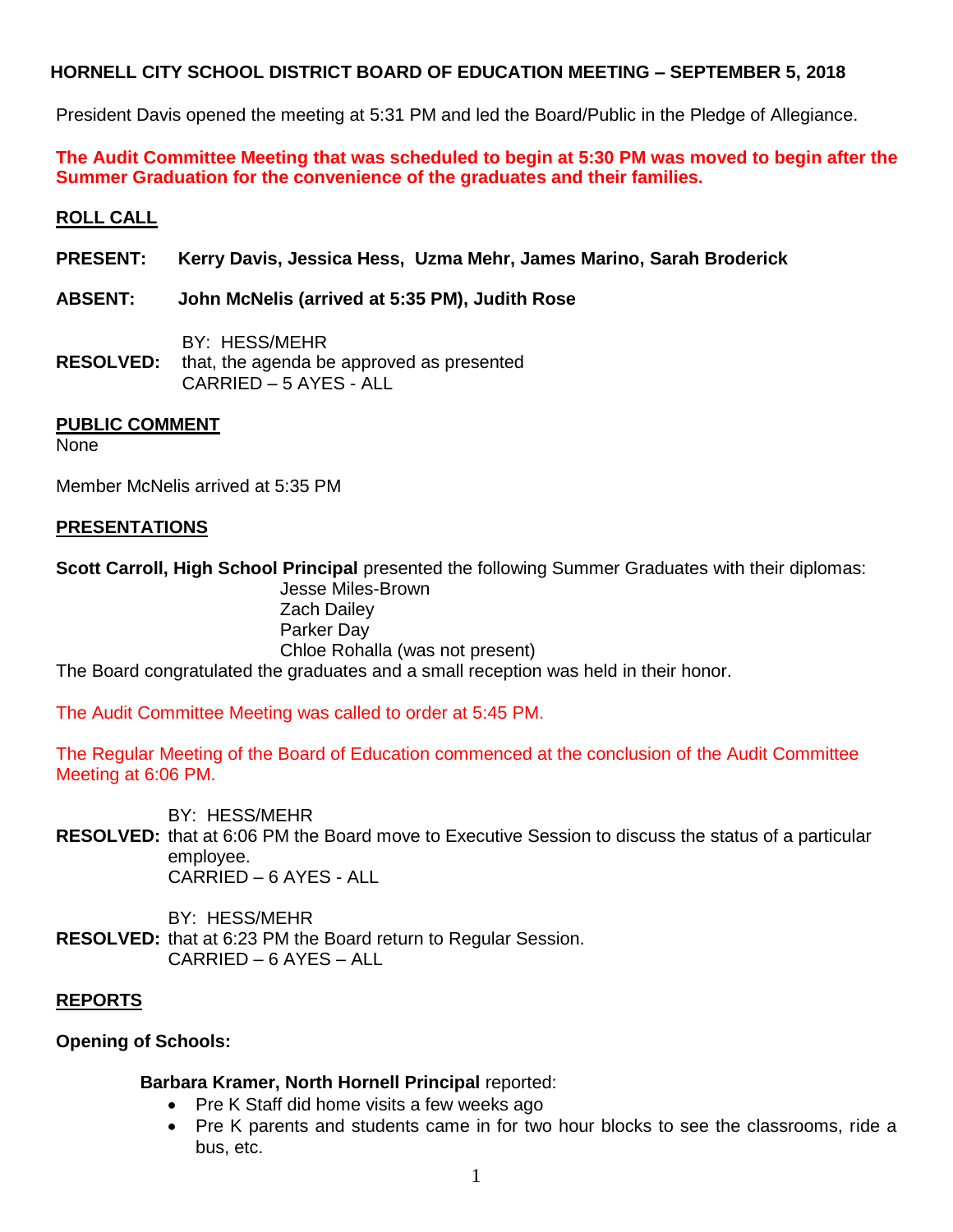# HORNELL CITY SCHOOL DISTRICT BOARD OF EDUCATION MEETING – SEPTEMBER 5, 2018

President Davis opened the meeting at 5:31 PM and led the Board/Public in the Pledge of Allegiance.

**The Audit Committee Meeting that was scheduled to begin at 5:30 PM was moved to begin after the Summer Graduation for the convenience of the graduates and their families.**

## ROLL CALL

**PRESENT:** **Kerry Davis, Jessica Hess, Uzma Mehr, James Marino, Sarah Broderick**

**ABSENT:** **John McNelis (arrived at 5:35 PM), Judith Rose**

BY: HESS/MEHR
**RESOLVED:** that, the agenda be approved as presented
CARRIED – 5 AYES - ALL

## PUBLIC COMMENT

None

Member McNelis arrived at 5:35 PM

## PRESENTATIONS

**Scott Carroll, High School Principal** presented the following Summer Graduates with their diplomas:

Jesse Miles-Brown
Zach Dailey
Parker Day
Chloe Rohalla (was not present)

The Board congratulated the graduates and a small reception was held in their honor.

The Audit Committee Meeting was called to order at 5:45 PM.

The Regular Meeting of the Board of Education commenced at the conclusion of the Audit Committee Meeting at 6:06 PM.

BY: HESS/MEHR
**RESOLVED:** that at 6:06 PM the Board move to Executive Session to discuss the status of a particular employee.
CARRIED – 6 AYES - ALL

BY: HESS/MEHR
**RESOLVED:** that at 6:23 PM the Board return to Regular Session.
CARRIED – 6 AYES – ALL

## REPORTS

**Opening of Schools:**

**Barbara Kramer, North Hornell Principal** reported:

- Pre K Staff did home visits a few weeks ago
- Pre K parents and students came in for two hour blocks to see the classrooms, ride a bus, etc.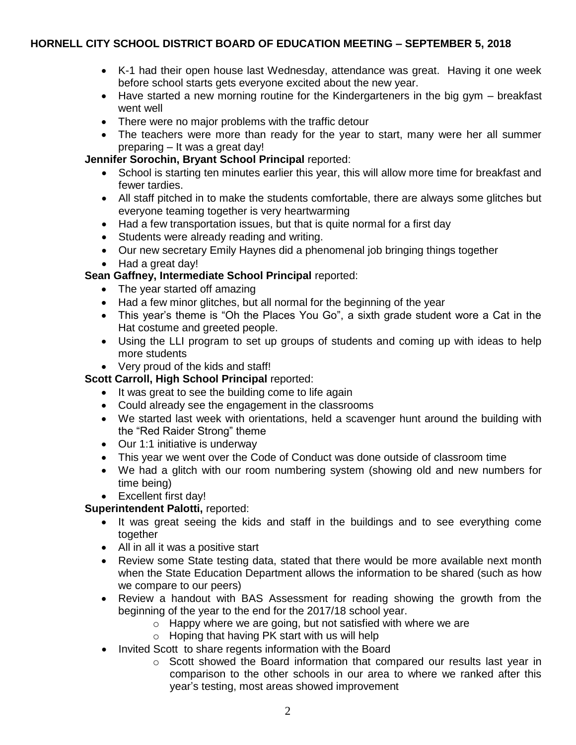- K-1 had their open house last Wednesday, attendance was great. Having it one week before school starts gets everyone excited about the new year.
- Have started a new morning routine for the Kindergarteners in the big gym – breakfast went well
- There were no major problems with the traffic detour
- The teachers were more than ready for the year to start, many were her all summer preparing – It was a great day!

**Jennifer Sorochin, Bryant School Principal** reported:

- School is starting ten minutes earlier this year, this will allow more time for breakfast and fewer tardies.
- All staff pitched in to make the students comfortable, there are always some glitches but everyone teaming together is very heartwarming
- Had a few transportation issues, but that is quite normal for a first day
- Students were already reading and writing.
- Our new secretary Emily Haynes did a phenomenal job bringing things together
- Had a great day!

**Sean Gaffney, Intermediate School Principal** reported:

- The year started off amazing
- Had a few minor glitches, but all normal for the beginning of the year
- This year's theme is "Oh the Places You Go", a sixth grade student wore a Cat in the Hat costume and greeted people.
- Using the LLI program to set up groups of students and coming up with ideas to help more students
- Very proud of the kids and staff!

**Scott Carroll, High School Principal** reported:

- It was great to see the building come to life again
- Could already see the engagement in the classrooms
- We started last week with orientations, held a scavenger hunt around the building with the "Red Raider Strong" theme
- Our 1:1 initiative is underway
- This year we went over the Code of Conduct was done outside of classroom time
- We had a glitch with our room numbering system (showing old and new numbers for time being)
- Excellent first day!

**Superintendent Palotti,** reported:

- It was great seeing the kids and staff in the buildings and to see everything come together
- All in all it was a positive start
- Review some State testing data, stated that there would be more available next month when the State Education Department allows the information to be shared (such as how we compare to our peers)
- Review a handout with BAS Assessment for reading showing the growth from the beginning of the year to the end for the 2017/18 school year.
  - Happy where we are going, but not satisfied with where we are
  - Hoping that having PK start with us will help
- Invited Scott to share regents information with the Board
  - Scott showed the Board information that compared our results last year in comparison to the other schools in our area to where we ranked after this year's testing, most areas showed improvement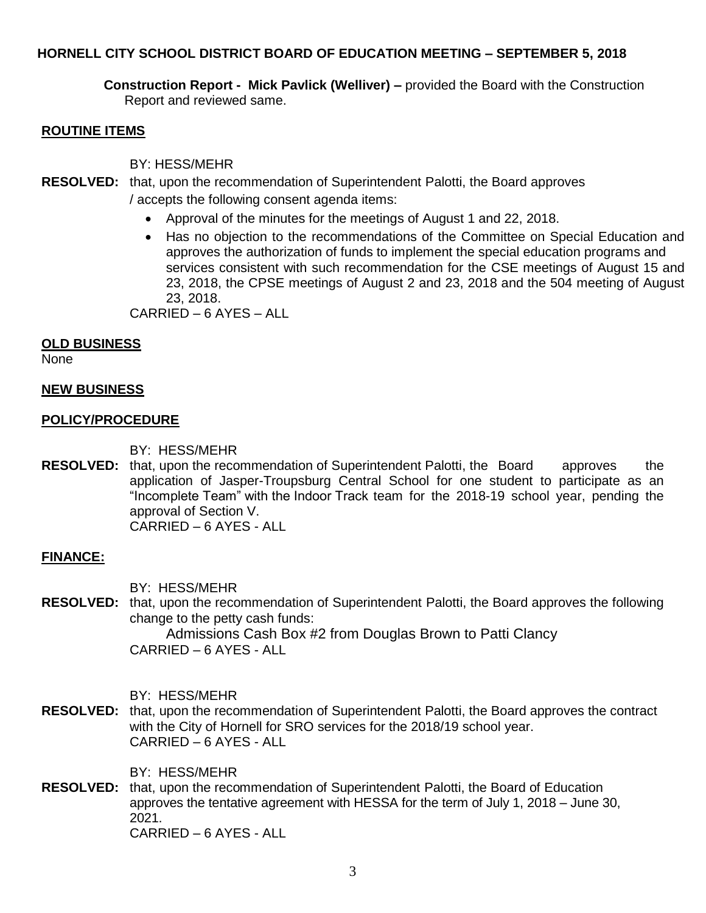**Construction Report - Mick Pavlick (Welliver) –** provided the Board with the Construction Report and reviewed same.

**ROUTINE ITEMS**

BY: HESS/MEHR

**RESOLVED:** that, upon the recommendation of Superintendent Palotti, the Board approves / accepts the following consent agenda items:

- Approval of the minutes for the meetings of August 1 and 22, 2018.
- Has no objection to the recommendations of the Committee on Special Education and approves the authorization of funds to implement the special education programs and services consistent with such recommendation for the CSE meetings of August 15 and 23, 2018, the CPSE meetings of August 2 and 23, 2018 and the 504 meeting of August 23, 2018.

CARRIED – 6 AYES – ALL

**OLD BUSINESS**

None

**NEW BUSINESS**

**POLICY/PROCEDURE**

BY: HESS/MEHR

**RESOLVED:** that, upon the recommendation of Superintendent Palotti, the Board approves the application of Jasper-Troupsburg Central School for one student to participate as an "Incomplete Team" with the Indoor Track team for the 2018-19 school year, pending the approval of Section V.

CARRIED – 6 AYES - ALL

**FINANCE:**

BY: HESS/MEHR

**RESOLVED:** that, upon the recommendation of Superintendent Palotti, the Board approves the following change to the petty cash funds:

Admissions Cash Box #2 from Douglas Brown to Patti Clancy

CARRIED – 6 AYES - ALL

BY: HESS/MEHR

**RESOLVED:** that, upon the recommendation of Superintendent Palotti, the Board approves the contract with the City of Hornell for SRO services for the 2018/19 school year.

CARRIED – 6 AYES - ALL

BY: HESS/MEHR

**RESOLVED:** that, upon the recommendation of Superintendent Palotti, the Board of Education approves the tentative agreement with HESSA for the term of July 1, 2018 – June 30, 2021.

CARRIED – 6 AYES - ALL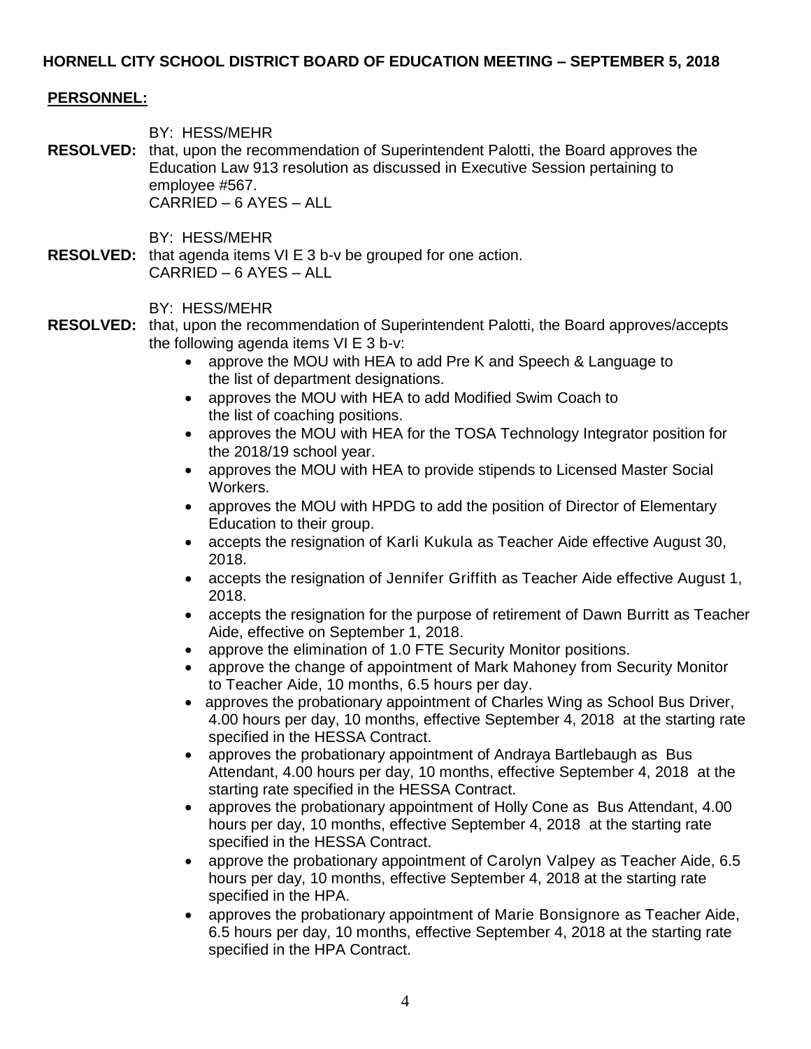**HORNELL CITY SCHOOL DISTRICT BOARD OF EDUCATION MEETING – SEPTEMBER 5, 2018**

**PERSONNEL:**

BY: HESS/MEHR

**RESOLVED:** that, upon the recommendation of Superintendent Palotti, the Board approves the Education Law 913 resolution as discussed in Executive Session pertaining to employee #567.
CARRIED – 6 AYES – ALL

BY: HESS/MEHR

**RESOLVED:** that agenda items VI E 3 b-v be grouped for one action.
CARRIED – 6 AYES – ALL

BY: HESS/MEHR

**RESOLVED:** that, upon the recommendation of Superintendent Palotti, the Board approves/accepts the following agenda items VI E 3 b-v:

- approve the MOU with HEA to add Pre K and Speech & Language to the list of department designations.
- approves the MOU with HEA to add Modified Swim Coach to the list of coaching positions.
- approves the MOU with HEA for the TOSA Technology Integrator position for the 2018/19 school year.
- approves the MOU with HEA to provide stipends to Licensed Master Social Workers.
- approves the MOU with HPDG to add the position of Director of Elementary Education to their group.
- accepts the resignation of Karli Kukula as Teacher Aide effective August 30, 2018.
- accepts the resignation of Jennifer Griffith as Teacher Aide effective August 1, 2018.
- accepts the resignation for the purpose of retirement of Dawn Burritt as Teacher Aide, effective on September 1, 2018.
- approve the elimination of 1.0 FTE Security Monitor positions.
- approve the change of appointment of Mark Mahoney from Security Monitor to Teacher Aide, 10 months, 6.5 hours per day.
- approves the probationary appointment of Charles Wing as School Bus Driver, 4.00 hours per day, 10 months, effective September 4, 2018 at the starting rate specified in the HESSA Contract.
- approves the probationary appointment of Andraya Bartlebaugh as Bus Attendant, 4.00 hours per day, 10 months, effective September 4, 2018 at the starting rate specified in the HESSA Contract.
- approves the probationary appointment of Holly Cone as Bus Attendant, 4.00 hours per day, 10 months, effective September 4, 2018 at the starting rate specified in the HESSA Contract.
- approve the probationary appointment of Carolyn Valpey as Teacher Aide, 6.5 hours per day, 10 months, effective September 4, 2018 at the starting rate specified in the HPA.
- approves the probationary appointment of Marie Bonsignore as Teacher Aide, 6.5 hours per day, 10 months, effective September 4, 2018 at the starting rate specified in the HPA Contract.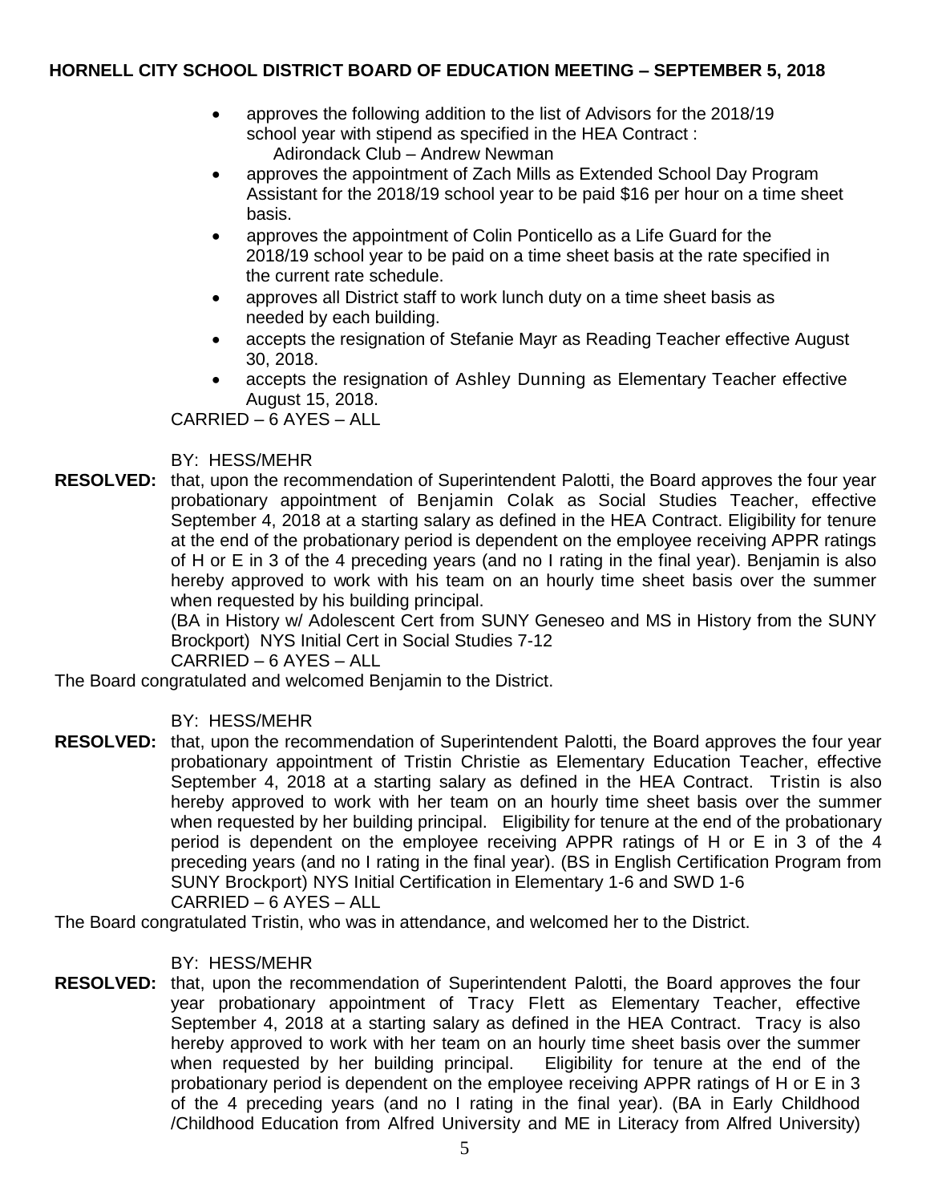- approves the following addition to the list of Advisors for the 2018/19 school year with stipend as specified in the HEA Contract :
  Adirondack Club – Andrew Newman
- approves the appointment of Zach Mills as Extended School Day Program Assistant for the 2018/19 school year to be paid $16 per hour on a time sheet basis.
- approves the appointment of Colin Ponticello as a Life Guard for the 2018/19 school year to be paid on a time sheet basis at the rate specified in the current rate schedule.
- approves all District staff to work lunch duty on a time sheet basis as needed by each building.
- accepts the resignation of Stefanie Mayr as Reading Teacher effective August 30, 2018.
- accepts the resignation of Ashley Dunning as Elementary Teacher effective August 15, 2018.

CARRIED – 6 AYES – ALL

BY: HESS/MEHR

**RESOLVED:** that, upon the recommendation of Superintendent Palotti, the Board approves the four year probationary appointment of Benjamin Colak as Social Studies Teacher, effective September 4, 2018 at a starting salary as defined in the HEA Contract. Eligibility for tenure at the end of the probationary period is dependent on the employee receiving APPR ratings of H or E in 3 of the 4 preceding years (and no I rating in the final year). Benjamin is also hereby approved to work with his team on an hourly time sheet basis over the summer when requested by his building principal.
(BA in History w/ Adolescent Cert from SUNY Geneseo and MS in History from the SUNY Brockport) NYS Initial Cert in Social Studies 7-12
CARRIED – 6 AYES – ALL

The Board congratulated and welcomed Benjamin to the District.

BY: HESS/MEHR

**RESOLVED:** that, upon the recommendation of Superintendent Palotti, the Board approves the four year probationary appointment of Tristin Christie as Elementary Education Teacher, effective September 4, 2018 at a starting salary as defined in the HEA Contract. Tristin is also hereby approved to work with her team on an hourly time sheet basis over the summer when requested by her building principal. Eligibility for tenure at the end of the probationary period is dependent on the employee receiving APPR ratings of H or E in 3 of the 4 preceding years (and no I rating in the final year). (BS in English Certification Program from SUNY Brockport) NYS Initial Certification in Elementary 1-6 and SWD 1-6
CARRIED – 6 AYES – ALL

The Board congratulated Tristin, who was in attendance, and welcomed her to the District.

BY: HESS/MEHR

**RESOLVED:** that, upon the recommendation of Superintendent Palotti, the Board approves the four year probationary appointment of Tracy Flett as Elementary Teacher, effective September 4, 2018 at a starting salary as defined in the HEA Contract. Tracy is also hereby approved to work with her team on an hourly time sheet basis over the summer when requested by her building principal. Eligibility for tenure at the end of the probationary period is dependent on the employee receiving APPR ratings of H or E in 3 of the 4 preceding years (and no I rating in the final year). (BA in Early Childhood /Childhood Education from Alfred University and ME in Literacy from Alfred University)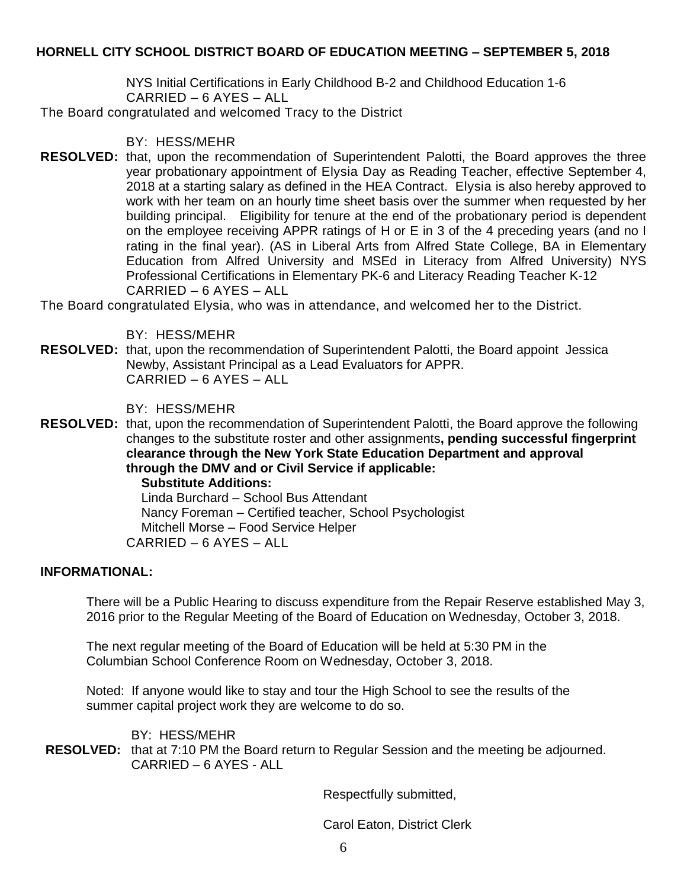NYS Initial Certifications in Early Childhood B-2 and Childhood Education 1-6
CARRIED – 6 AYES – ALL

The Board congratulated and welcomed Tracy to the District

BY: HESS/MEHR

**RESOLVED:** that, upon the recommendation of Superintendent Palotti, the Board approves the three year probationary appointment of Elysia Day as Reading Teacher, effective September 4, 2018 at a starting salary as defined in the HEA Contract. Elysia is also hereby approved to work with her team on an hourly time sheet basis over the summer when requested by her building principal. Eligibility for tenure at the end of the probationary period is dependent on the employee receiving APPR ratings of H or E in 3 of the 4 preceding years (and no I rating in the final year). (AS in Liberal Arts from Alfred State College, BA in Elementary Education from Alfred University and MSEd in Literacy from Alfred University) NYS Professional Certifications in Elementary PK-6 and Literacy Reading Teacher K-12
CARRIED – 6 AYES – ALL

The Board congratulated Elysia, who was in attendance, and welcomed her to the District.

BY: HESS/MEHR

**RESOLVED:** that, upon the recommendation of Superintendent Palotti, the Board appoint Jessica Newby, Assistant Principal as a Lead Evaluators for APPR.
CARRIED – 6 AYES – ALL

BY: HESS/MEHR

**RESOLVED:** that, upon the recommendation of Superintendent Palotti, the Board approve the following changes to the substitute roster and other assignments**, pending successful fingerprint clearance through the New York State Education Department and approval through the DMV and or Civil Service if applicable:**

**Substitute Additions:**
Linda Burchard – School Bus Attendant
Nancy Foreman – Certified teacher, School Psychologist
Mitchell Morse – Food Service Helper

CARRIED – 6 AYES – ALL

**INFORMATIONAL:**

There will be a Public Hearing to discuss expenditure from the Repair Reserve established May 3, 2016 prior to the Regular Meeting of the Board of Education on Wednesday, October 3, 2018.

The next regular meeting of the Board of Education will be held at 5:30 PM in the Columbian School Conference Room on Wednesday, October 3, 2018.

Noted: If anyone would like to stay and tour the High School to see the results of the summer capital project work they are welcome to do so.

BY: HESS/MEHR

**RESOLVED:** that at 7:10 PM the Board return to Regular Session and the meeting be adjourned.
CARRIED – 6 AYES - ALL

Respectfully submitted,

Carol Eaton, District Clerk